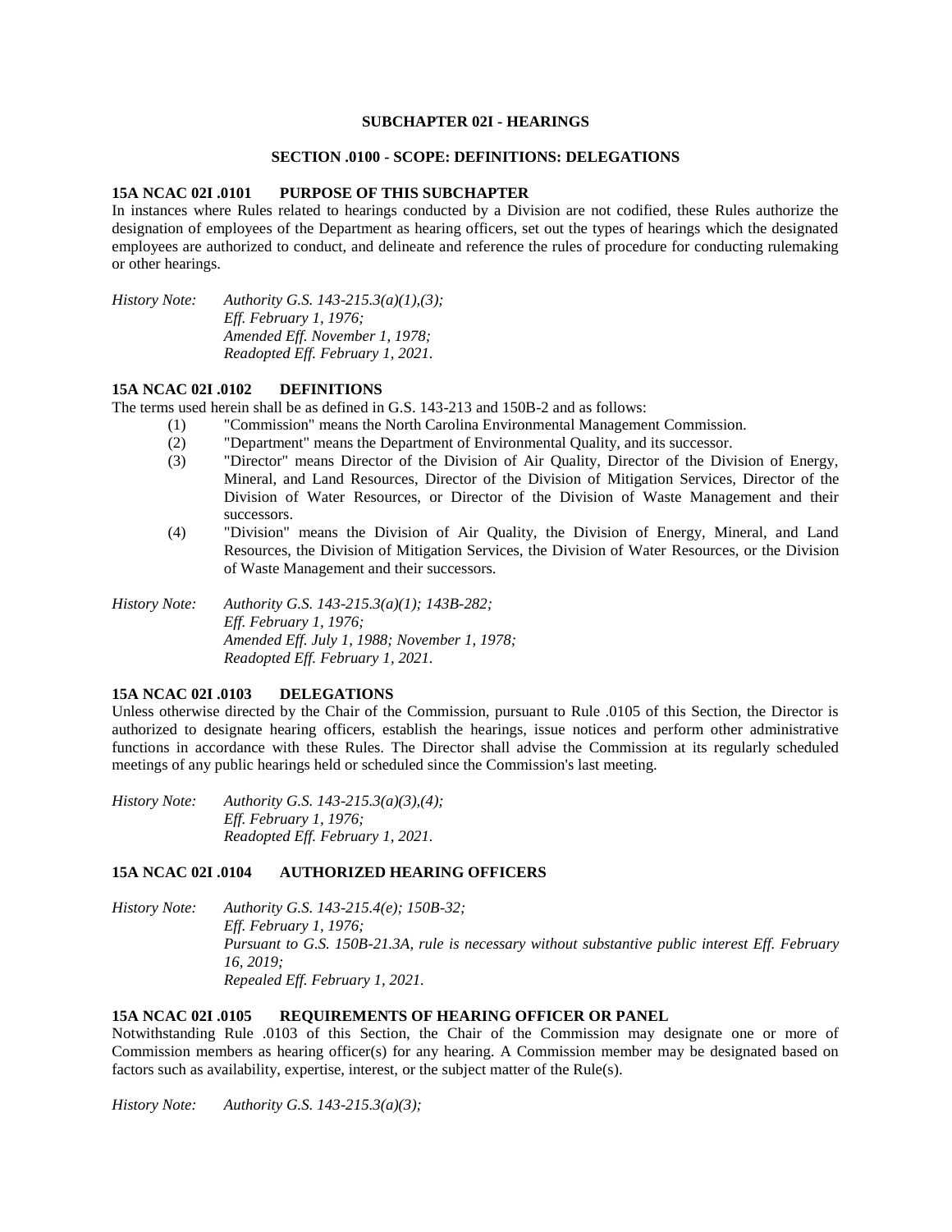# SUBCHAPTER 02I - HEARINGS

## SECTION .0100 - SCOPE: DEFINITIONS: DELEGATIONS

### 15A NCAC 02I .0101 PURPOSE OF THIS SUBCHAPTER

In instances where Rules related to hearings conducted by a Division are not codified, these Rules authorize the designation of employees of the Department as hearing officers, set out the types of hearings which the designated employees are authorized to conduct, and delineate and reference the rules of procedure for conducting rulemaking or other hearings.

*History Note: Authority G.S. 143-215.3(a)(1),(3);*
*Eff. February 1, 1976;*
*Amended Eff. November 1, 1978;*
*Readopted Eff. February 1, 2021.*

### 15A NCAC 02I .0102 DEFINITIONS

The terms used herein shall be as defined in G.S. 143-213 and 150B-2 and as follows:

(1) "Commission" means the North Carolina Environmental Management Commission.
(2) "Department" means the Department of Environmental Quality, and its successor.
(3) "Director" means Director of the Division of Air Quality, Director of the Division of Energy, Mineral, and Land Resources, Director of the Division of Mitigation Services, Director of the Division of Water Resources, or Director of the Division of Waste Management and their successors.
(4) "Division" means the Division of Air Quality, the Division of Energy, Mineral, and Land Resources, the Division of Mitigation Services, the Division of Water Resources, or the Division of Waste Management and their successors.

*History Note: Authority G.S. 143-215.3(a)(1); 143B-282;*
*Eff. February 1, 1976;*
*Amended Eff. July 1, 1988; November 1, 1978;*
*Readopted Eff. February 1, 2021.*

### 15A NCAC 02I .0103 DELEGATIONS

Unless otherwise directed by the Chair of the Commission, pursuant to Rule .0105 of this Section, the Director is authorized to designate hearing officers, establish the hearings, issue notices and perform other administrative functions in accordance with these Rules. The Director shall advise the Commission at its regularly scheduled meetings of any public hearings held or scheduled since the Commission's last meeting.

*History Note: Authority G.S. 143-215.3(a)(3),(4);*
*Eff. February 1, 1976;*
*Readopted Eff. February 1, 2021.*

### 15A NCAC 02I .0104 AUTHORIZED HEARING OFFICERS

*History Note: Authority G.S. 143-215.4(e); 150B-32;*
*Eff. February 1, 1976;*
*Pursuant to G.S. 150B-21.3A, rule is necessary without substantive public interest Eff. February 16, 2019;*
*Repealed Eff. February 1, 2021.*

### 15A NCAC 02I .0105 REQUIREMENTS OF HEARING OFFICER OR PANEL

Notwithstanding Rule .0103 of this Section, the Chair of the Commission may designate one or more of Commission members as hearing officer(s) for any hearing. A Commission member may be designated based on factors such as availability, expertise, interest, or the subject matter of the Rule(s).

*History Note: Authority G.S. 143-215.3(a)(3);*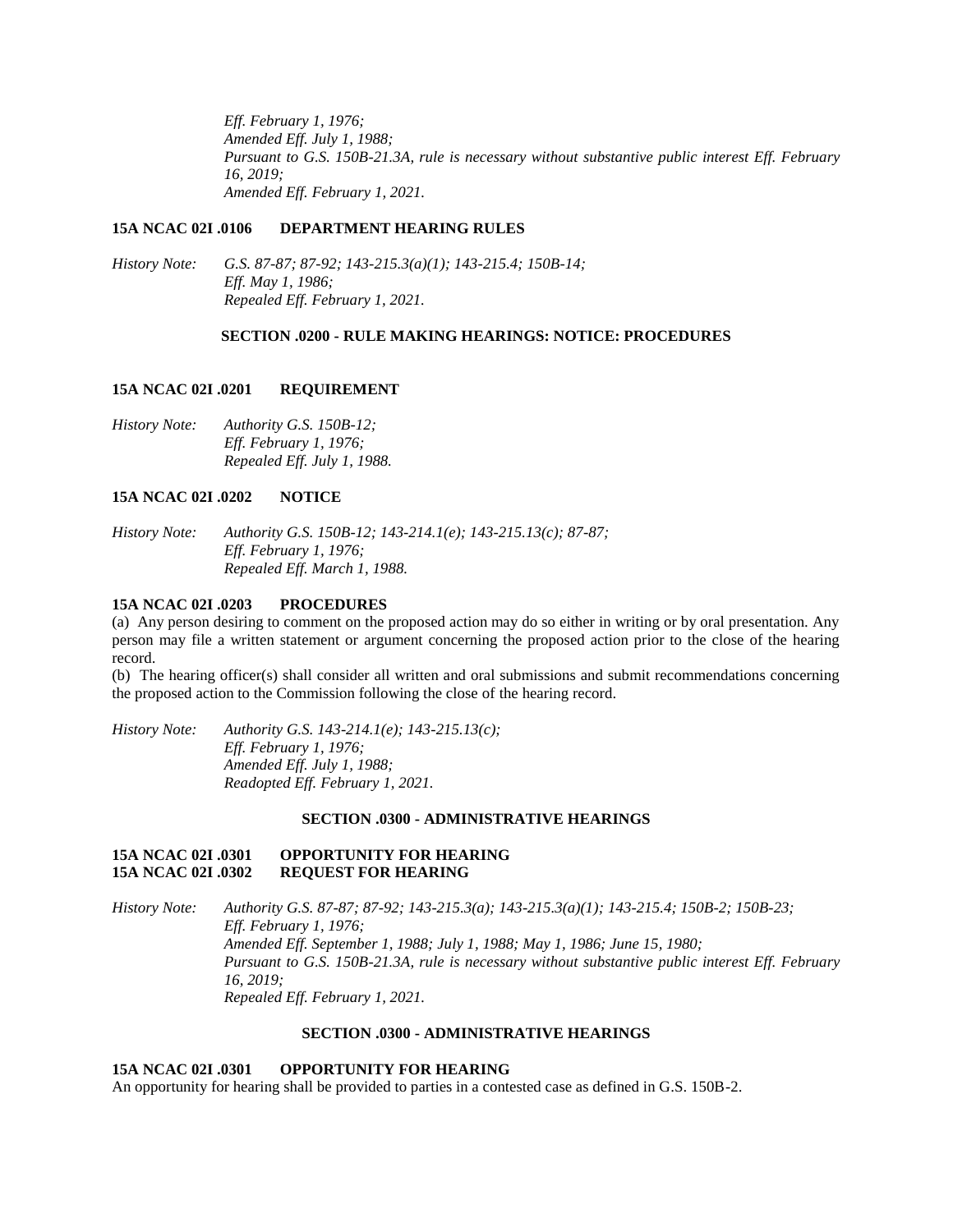*Eff. February 1, 1976;*
*Amended Eff. July 1, 1988;*
*Pursuant to G.S. 150B-21.3A, rule is necessary without substantive public interest Eff. February 16, 2019;*
*Amended Eff. February 1, 2021.*

**15A NCAC 02I .0106 DEPARTMENT HEARING RULES**

*History Note: G.S. 87-87; 87-92; 143-215.3(a)(1); 143-215.4; 150B-14;*
*Eff. May 1, 1986;*
*Repealed Eff. February 1, 2021.*

## SECTION .0200 - RULE MAKING HEARINGS: NOTICE: PROCEDURES

**15A NCAC 02I .0201 REQUIREMENT**

*History Note: Authority G.S. 150B-12;*
*Eff. February 1, 1976;*
*Repealed Eff. July 1, 1988.*

**15A NCAC 02I .0202 NOTICE**

*History Note: Authority G.S. 150B-12; 143-214.1(e); 143-215.13(c); 87-87;*
*Eff. February 1, 1976;*
*Repealed Eff. March 1, 1988.*

**15A NCAC 02I .0203 PROCEDURES**

(a) Any person desiring to comment on the proposed action may do so either in writing or by oral presentation. Any person may file a written statement or argument concerning the proposed action prior to the close of the hearing record.

(b) The hearing officer(s) shall consider all written and oral submissions and submit recommendations concerning the proposed action to the Commission following the close of the hearing record.

*History Note: Authority G.S. 143-214.1(e); 143-215.13(c);*
*Eff. February 1, 1976;*
*Amended Eff. July 1, 1988;*
*Readopted Eff. February 1, 2021.*

## SECTION .0300 - ADMINISTRATIVE HEARINGS

**15A NCAC 02I .0301 OPPORTUNITY FOR HEARING**
**15A NCAC 02I .0302 REQUEST FOR HEARING**

*History Note: Authority G.S. 87-87; 87-92; 143-215.3(a); 143-215.3(a)(1); 143-215.4; 150B-2; 150B-23;*
*Eff. February 1, 1976;*
*Amended Eff. September 1, 1988; July 1, 1988; May 1, 1986; June 15, 1980;*
*Pursuant to G.S. 150B-21.3A, rule is necessary without substantive public interest Eff. February 16, 2019;*
*Repealed Eff. February 1, 2021.*

## SECTION .0300 - ADMINISTRATIVE HEARINGS

**15A NCAC 02I .0301 OPPORTUNITY FOR HEARING**

An opportunity for hearing shall be provided to parties in a contested case as defined in G.S. 150B-2.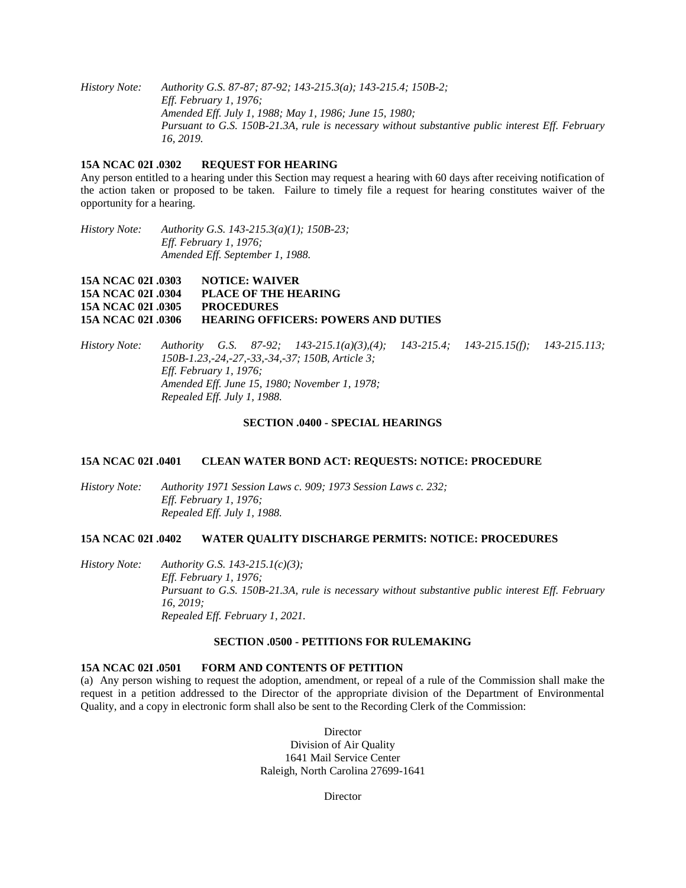*History Note: Authority G.S. 87-87; 87-92; 143-215.3(a); 143-215.4; 150B-2;*
*Eff. February 1, 1976;*
*Amended Eff. July 1, 1988; May 1, 1986; June 15, 1980;*
*Pursuant to G.S. 150B-21.3A, rule is necessary without substantive public interest Eff. February 16, 2019.*

**15A NCAC 02I .0302 REQUEST FOR HEARING**

Any person entitled to a hearing under this Section may request a hearing with 60 days after receiving notification of the action taken or proposed to be taken. Failure to timely file a request for hearing constitutes waiver of the opportunity for a hearing.

*History Note: Authority G.S. 143-215.3(a)(1); 150B-23;*
*Eff. February 1, 1976;*
*Amended Eff. September 1, 1988.*

**15A NCAC 02I .0303 NOTICE: WAIVER**
**15A NCAC 02I .0304 PLACE OF THE HEARING**
**15A NCAC 02I .0305 PROCEDURES**
**15A NCAC 02I .0306 HEARING OFFICERS: POWERS AND DUTIES**

*History Note: Authority G.S. 87-92; 143-215.1(a)(3),(4); 143-215.4; 143-215.15(f); 143-215.113; 150B-1.23,-24,-27,-33,-34,-37; 150B, Article 3;*
*Eff. February 1, 1976;*
*Amended Eff. June 15, 1980; November 1, 1978;*
*Repealed Eff. July 1, 1988.*

## SECTION .0400 - SPECIAL HEARINGS

**15A NCAC 02I .0401 CLEAN WATER BOND ACT: REQUESTS: NOTICE: PROCEDURE**

*History Note: Authority 1971 Session Laws c. 909; 1973 Session Laws c. 232;*
*Eff. February 1, 1976;*
*Repealed Eff. July 1, 1988.*

**15A NCAC 02I .0402 WATER QUALITY DISCHARGE PERMITS: NOTICE: PROCEDURES**

*History Note: Authority G.S. 143-215.1(c)(3);*
*Eff. February 1, 1976;*
*Pursuant to G.S. 150B-21.3A, rule is necessary without substantive public interest Eff. February 16, 2019;*
*Repealed Eff. February 1, 2021.*

## SECTION .0500 - PETITIONS FOR RULEMAKING

**15A NCAC 02I .0501 FORM AND CONTENTS OF PETITION**

(a) Any person wishing to request the adoption, amendment, or repeal of a rule of the Commission shall make the request in a petition addressed to the Director of the appropriate division of the Department of Environmental Quality, and a copy in electronic form shall also be sent to the Recording Clerk of the Commission:

Director
Division of Air Quality
1641 Mail Service Center
Raleigh, North Carolina 27699-1641

Director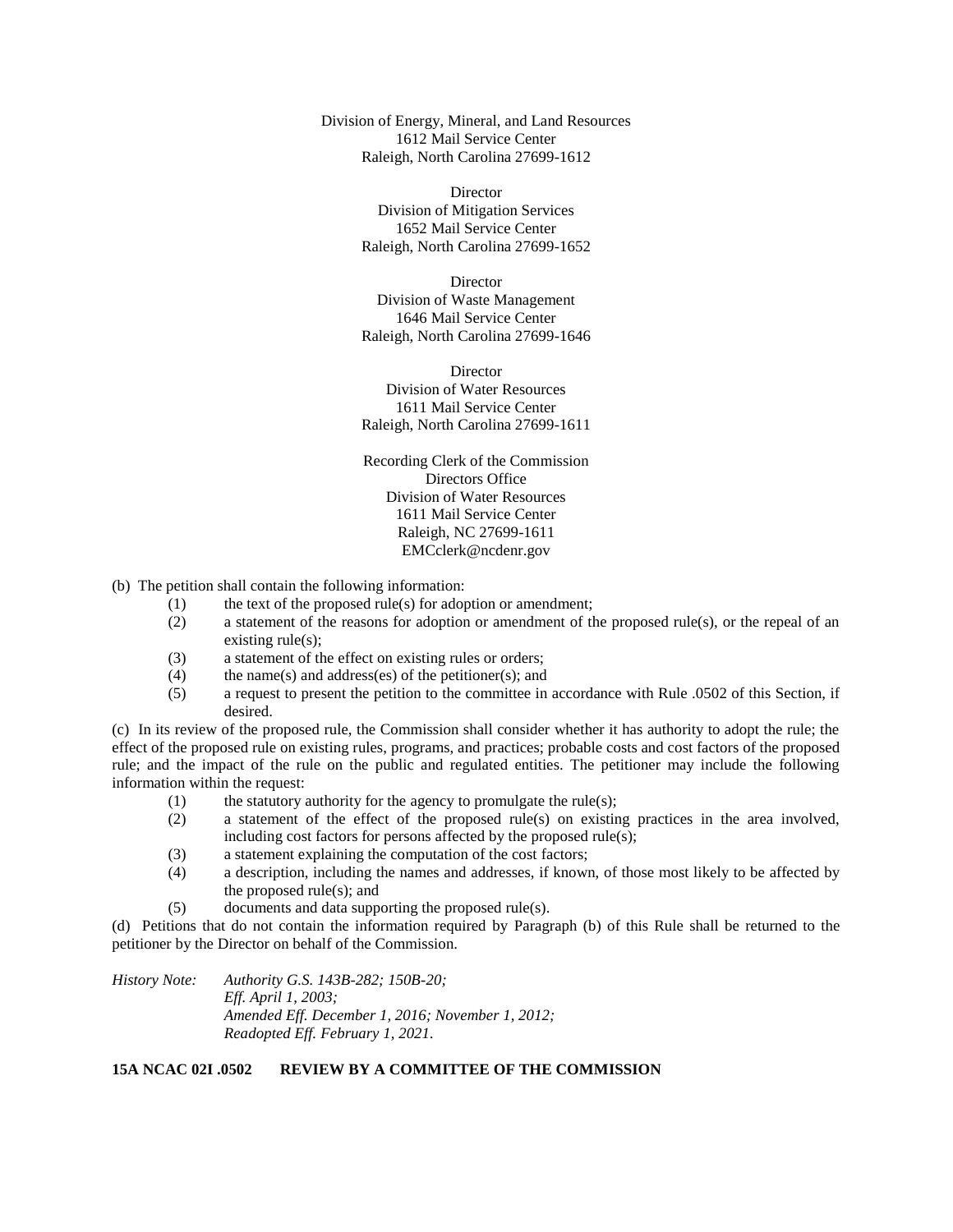Division of Energy, Mineral, and Land Resources
1612 Mail Service Center
Raleigh, North Carolina 27699-1612

Director
Division of Mitigation Services
1652 Mail Service Center
Raleigh, North Carolina 27699-1652

Director
Division of Waste Management
1646 Mail Service Center
Raleigh, North Carolina 27699-1646

Director
Division of Water Resources
1611 Mail Service Center
Raleigh, North Carolina 27699-1611

Recording Clerk of the Commission
Directors Office
Division of Water Resources
1611 Mail Service Center
Raleigh, NC 27699-1611
EMCclerk@ncdenr.gov

(b) The petition shall contain the following information:

(1) the text of the proposed rule(s) for adoption or amendment;
(2) a statement of the reasons for adoption or amendment of the proposed rule(s), or the repeal of an existing rule(s);
(3) a statement of the effect on existing rules or orders;
(4) the name(s) and address(es) of the petitioner(s); and
(5) a request to present the petition to the committee in accordance with Rule .0502 of this Section, if desired.

(c) In its review of the proposed rule, the Commission shall consider whether it has authority to adopt the rule; the effect of the proposed rule on existing rules, programs, and practices; probable costs and cost factors of the proposed rule; and the impact of the rule on the public and regulated entities. The petitioner may include the following information within the request:

(1) the statutory authority for the agency to promulgate the rule(s);
(2) a statement of the effect of the proposed rule(s) on existing practices in the area involved, including cost factors for persons affected by the proposed rule(s);
(3) a statement explaining the computation of the cost factors;
(4) a description, including the names and addresses, if known, of those most likely to be affected by the proposed rule(s); and
(5) documents and data supporting the proposed rule(s).

(d) Petitions that do not contain the information required by Paragraph (b) of this Rule shall be returned to the petitioner by the Director on behalf of the Commission.

*History Note: Authority G.S. 143B-282; 150B-20;*
*Eff. April 1, 2003;*
*Amended Eff. December 1, 2016; November 1, 2012;*
*Readopted Eff. February 1, 2021.*

**15A NCAC 02I .0502 REVIEW BY A COMMITTEE OF THE COMMISSION**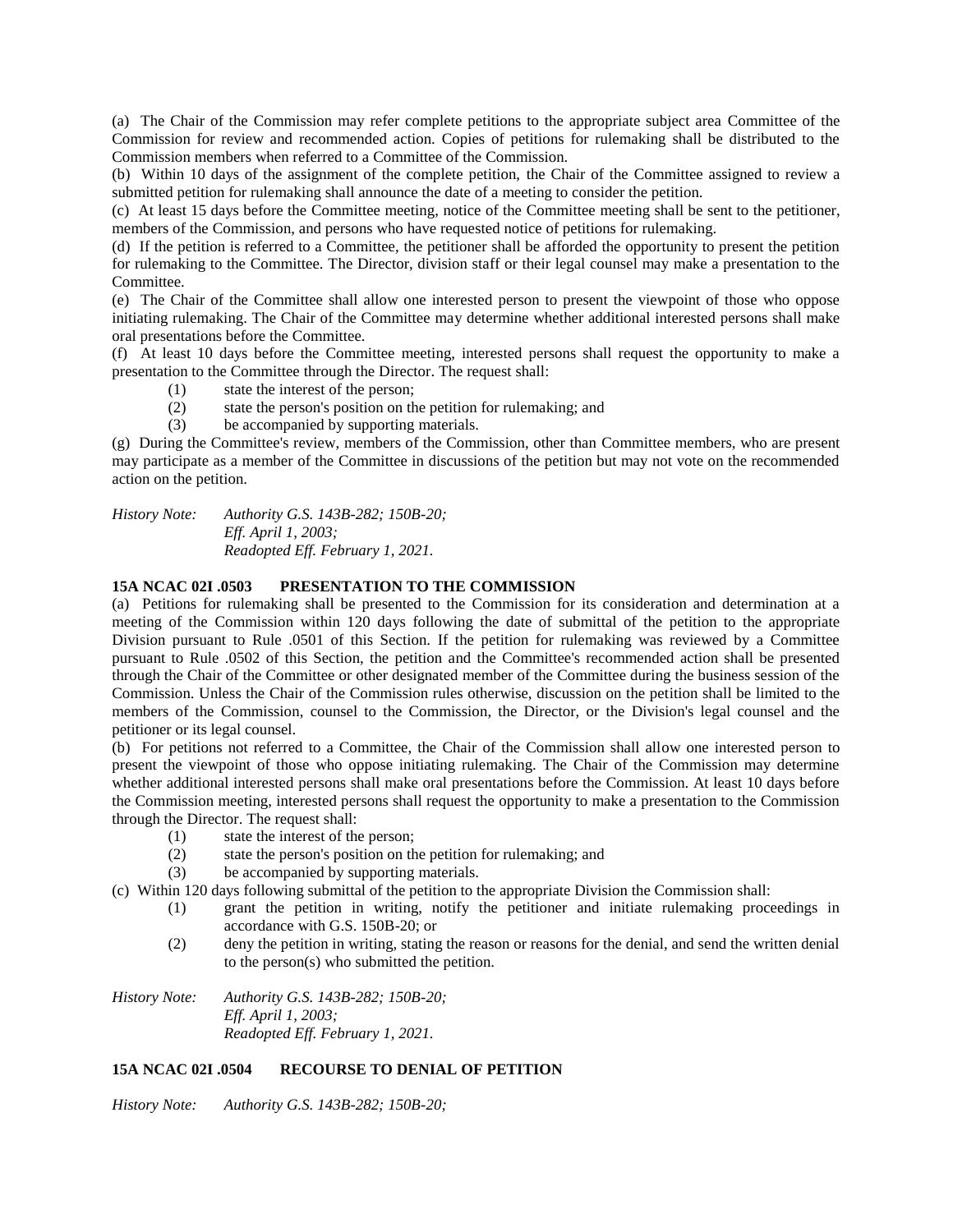(a) The Chair of the Commission may refer complete petitions to the appropriate subject area Committee of the Commission for review and recommended action. Copies of petitions for rulemaking shall be distributed to the Commission members when referred to a Committee of the Commission.

(b) Within 10 days of the assignment of the complete petition, the Chair of the Committee assigned to review a submitted petition for rulemaking shall announce the date of a meeting to consider the petition.

(c) At least 15 days before the Committee meeting, notice of the Committee meeting shall be sent to the petitioner, members of the Commission, and persons who have requested notice of petitions for rulemaking.

(d) If the petition is referred to a Committee, the petitioner shall be afforded the opportunity to present the petition for rulemaking to the Committee. The Director, division staff or their legal counsel may make a presentation to the Committee.

(e) The Chair of the Committee shall allow one interested person to present the viewpoint of those who oppose initiating rulemaking. The Chair of the Committee may determine whether additional interested persons shall make oral presentations before the Committee.

(f) At least 10 days before the Committee meeting, interested persons shall request the opportunity to make a presentation to the Committee through the Director. The request shall:

- (1) state the interest of the person;
- (2) state the person's position on the petition for rulemaking; and
- (3) be accompanied by supporting materials.

(g) During the Committee's review, members of the Commission, other than Committee members, who are present may participate as a member of the Committee in discussions of the petition but may not vote on the recommended action on the petition.

*History Note: Authority G.S. 143B-282; 150B-20;*
*Eff. April 1, 2003;*
*Readopted Eff. February 1, 2021.*

**15A NCAC 02I .0503 PRESENTATION TO THE COMMISSION**

(a) Petitions for rulemaking shall be presented to the Commission for its consideration and determination at a meeting of the Commission within 120 days following the date of submittal of the petition to the appropriate Division pursuant to Rule .0501 of this Section. If the petition for rulemaking was reviewed by a Committee pursuant to Rule .0502 of this Section, the petition and the Committee's recommended action shall be presented through the Chair of the Committee or other designated member of the Committee during the business session of the Commission. Unless the Chair of the Commission rules otherwise, discussion on the petition shall be limited to the members of the Commission, counsel to the Commission, the Director, or the Division's legal counsel and the petitioner or its legal counsel.

(b) For petitions not referred to a Committee, the Chair of the Commission shall allow one interested person to present the viewpoint of those who oppose initiating rulemaking. The Chair of the Commission may determine whether additional interested persons shall make oral presentations before the Commission. At least 10 days before the Commission meeting, interested persons shall request the opportunity to make a presentation to the Commission through the Director. The request shall:

- (1) state the interest of the person;
- (2) state the person's position on the petition for rulemaking; and
- (3) be accompanied by supporting materials.

(c) Within 120 days following submittal of the petition to the appropriate Division the Commission shall:

- (1) grant the petition in writing, notify the petitioner and initiate rulemaking proceedings in accordance with G.S. 150B-20; or
- (2) deny the petition in writing, stating the reason or reasons for the denial, and send the written denial to the person(s) who submitted the petition.

*History Note: Authority G.S. 143B-282; 150B-20;*
*Eff. April 1, 2003;*
*Readopted Eff. February 1, 2021.*

**15A NCAC 02I .0504 RECOURSE TO DENIAL OF PETITION**

*History Note: Authority G.S. 143B-282; 150B-20;*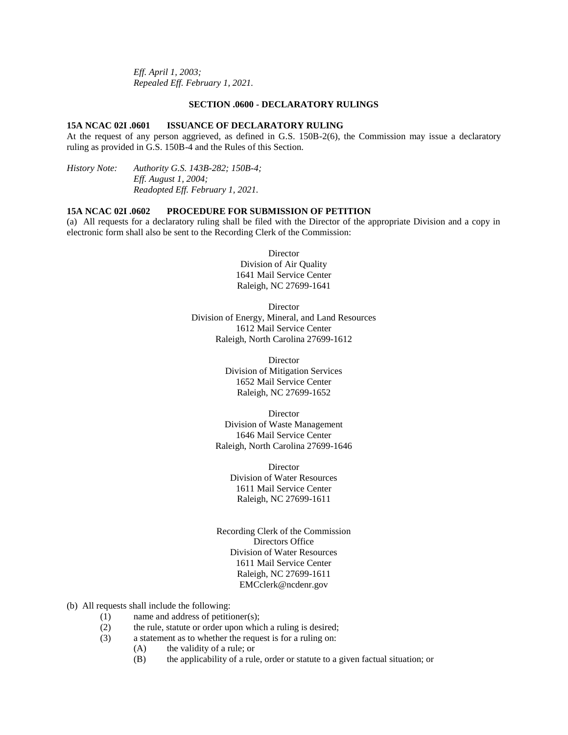*Eff. April 1, 2003;*
*Repealed Eff. February 1, 2021.*

## SECTION .0600 - DECLARATORY RULINGS

### 15A NCAC 02I .0601 ISSUANCE OF DECLARATORY RULING

At the request of any person aggrieved, as defined in G.S. 150B-2(6), the Commission may issue a declaratory ruling as provided in G.S. 150B-4 and the Rules of this Section.

*History Note: Authority G.S. 143B-282; 150B-4;*
*Eff. August 1, 2004;*
*Readopted Eff. February 1, 2021.*

### 15A NCAC 02I .0602 PROCEDURE FOR SUBMISSION OF PETITION

(a) All requests for a declaratory ruling shall be filed with the Director of the appropriate Division and a copy in electronic form shall also be sent to the Recording Clerk of the Commission:

Director
Division of Air Quality
1641 Mail Service Center
Raleigh, NC 27699-1641

Director
Division of Energy, Mineral, and Land Resources
1612 Mail Service Center
Raleigh, North Carolina 27699-1612

Director
Division of Mitigation Services
1652 Mail Service Center
Raleigh, NC 27699-1652

Director
Division of Waste Management
1646 Mail Service Center
Raleigh, North Carolina 27699-1646

Director
Division of Water Resources
1611 Mail Service Center
Raleigh, NC 27699-1611

Recording Clerk of the Commission
Directors Office
Division of Water Resources
1611 Mail Service Center
Raleigh, NC 27699-1611
EMCclerk@ncdenr.gov

(b) All requests shall include the following:

- (1) name and address of petitioner(s);
- (2) the rule, statute or order upon which a ruling is desired;
- (3) a statement as to whether the request is for a ruling on:
  - (A) the validity of a rule; or
  - (B) the applicability of a rule, order or statute to a given factual situation; or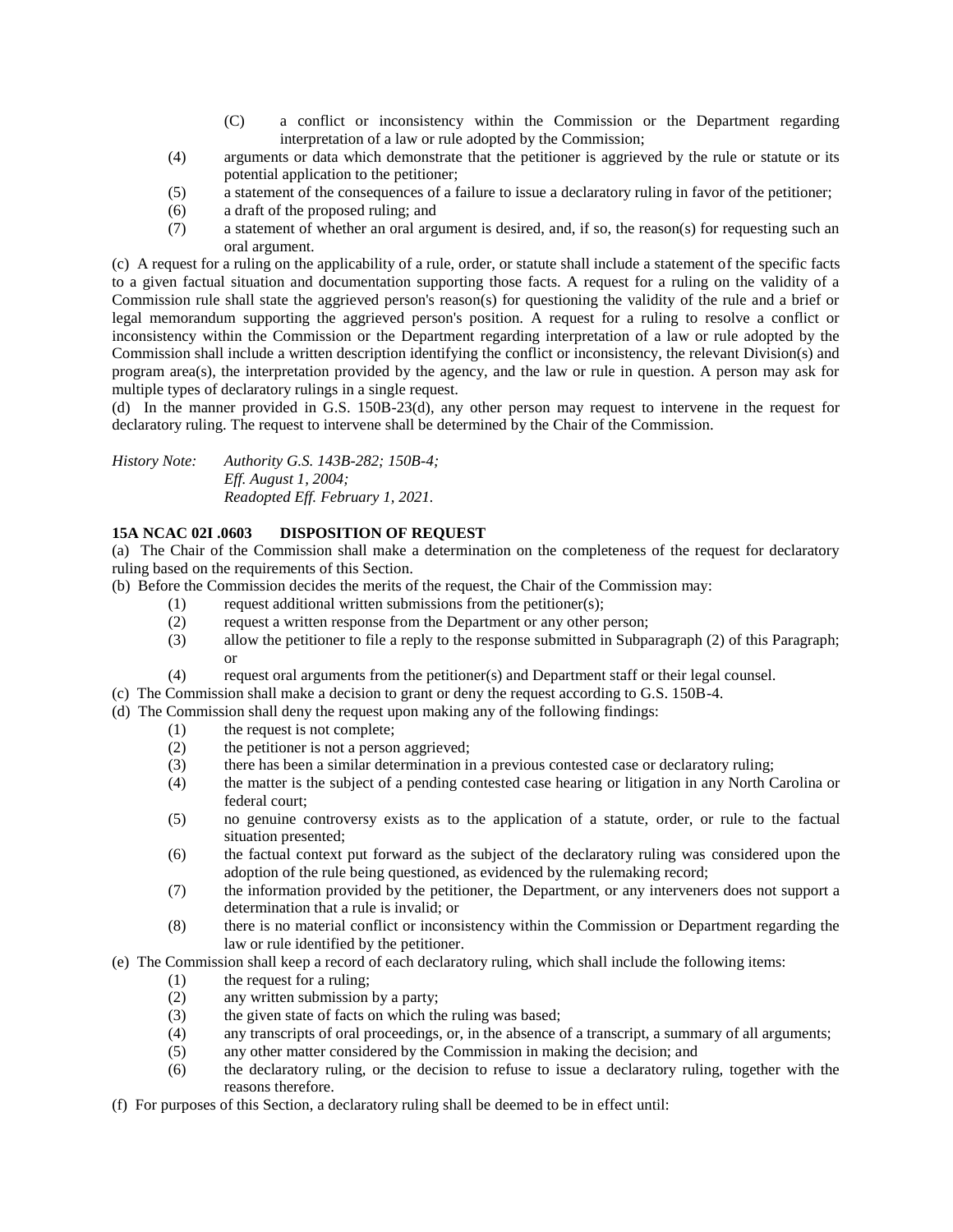(C) a conflict or inconsistency within the Commission or the Department regarding interpretation of a law or rule adopted by the Commission;

(4) arguments or data which demonstrate that the petitioner is aggrieved by the rule or statute or its potential application to the petitioner;

(5) a statement of the consequences of a failure to issue a declaratory ruling in favor of the petitioner;

(6) a draft of the proposed ruling; and

(7) a statement of whether an oral argument is desired, and, if so, the reason(s) for requesting such an oral argument.

(c) A request for a ruling on the applicability of a rule, order, or statute shall include a statement of the specific facts to a given factual situation and documentation supporting those facts. A request for a ruling on the validity of a Commission rule shall state the aggrieved person's reason(s) for questioning the validity of the rule and a brief or legal memorandum supporting the aggrieved person's position. A request for a ruling to resolve a conflict or inconsistency within the Commission or the Department regarding interpretation of a law or rule adopted by the Commission shall include a written description identifying the conflict or inconsistency, the relevant Division(s) and program area(s), the interpretation provided by the agency, and the law or rule in question. A person may ask for multiple types of declaratory rulings in a single request.

(d) In the manner provided in G.S. 150B-23(d), any other person may request to intervene in the request for declaratory ruling. The request to intervene shall be determined by the Chair of the Commission.

*History Note: Authority G.S. 143B-282; 150B-4;*
*Eff. August 1, 2004;*
*Readopted Eff. February 1, 2021.*

**15A NCAC 02I .0603 DISPOSITION OF REQUEST**

(a) The Chair of the Commission shall make a determination on the completeness of the request for declaratory ruling based on the requirements of this Section.

(b) Before the Commission decides the merits of the request, the Chair of the Commission may:

(1) request additional written submissions from the petitioner(s);

(2) request a written response from the Department or any other person;

(3) allow the petitioner to file a reply to the response submitted in Subparagraph (2) of this Paragraph; or

(4) request oral arguments from the petitioner(s) and Department staff or their legal counsel.

(c) The Commission shall make a decision to grant or deny the request according to G.S. 150B-4.

(d) The Commission shall deny the request upon making any of the following findings:

(1) the request is not complete;

(2) the petitioner is not a person aggrieved;

(3) there has been a similar determination in a previous contested case or declaratory ruling;

(4) the matter is the subject of a pending contested case hearing or litigation in any North Carolina or federal court;

(5) no genuine controversy exists as to the application of a statute, order, or rule to the factual situation presented;

(6) the factual context put forward as the subject of the declaratory ruling was considered upon the adoption of the rule being questioned, as evidenced by the rulemaking record;

(7) the information provided by the petitioner, the Department, or any interveners does not support a determination that a rule is invalid; or

(8) there is no material conflict or inconsistency within the Commission or Department regarding the law or rule identified by the petitioner.

(e) The Commission shall keep a record of each declaratory ruling, which shall include the following items:

(1) the request for a ruling;

(2) any written submission by a party;

(3) the given state of facts on which the ruling was based;

(4) any transcripts of oral proceedings, or, in the absence of a transcript, a summary of all arguments;

(5) any other matter considered by the Commission in making the decision; and

(6) the declaratory ruling, or the decision to refuse to issue a declaratory ruling, together with the reasons therefore.

(f) For purposes of this Section, a declaratory ruling shall be deemed to be in effect until: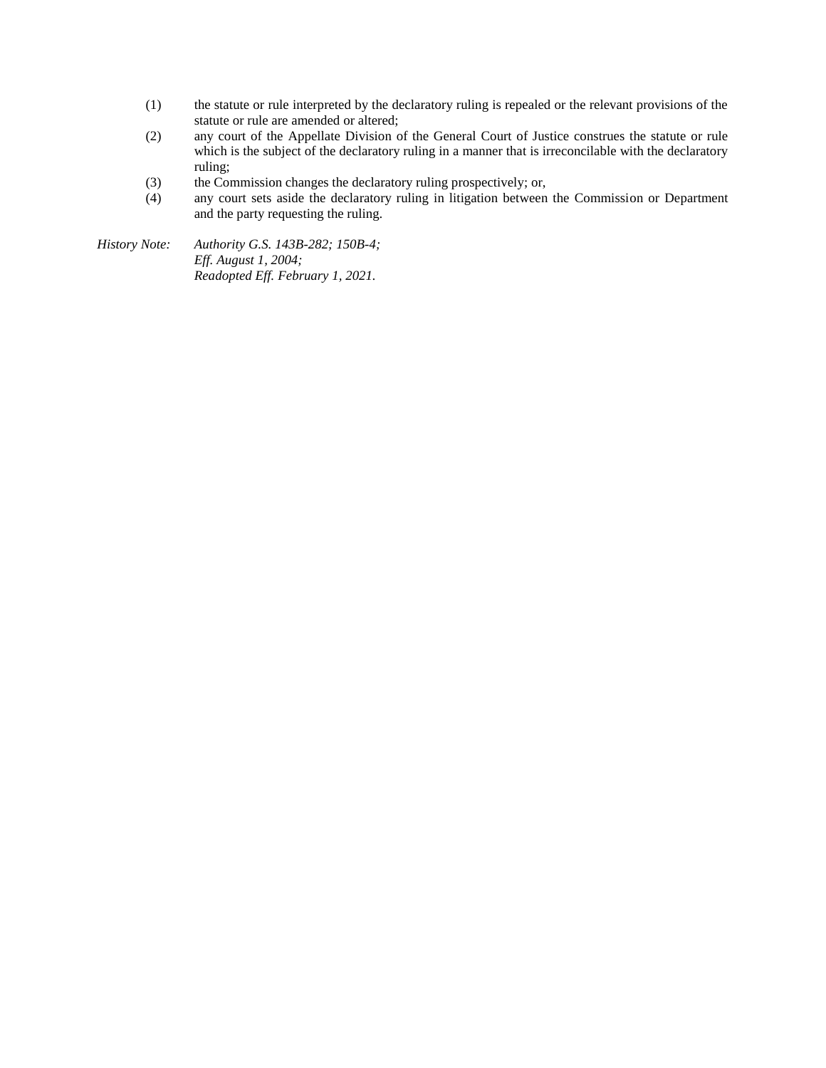(1) the statute or rule interpreted by the declaratory ruling is repealed or the relevant provisions of the statute or rule are amended or altered;
(2) any court of the Appellate Division of the General Court of Justice construes the statute or rule which is the subject of the declaratory ruling in a manner that is irreconcilable with the declaratory ruling;
(3) the Commission changes the declaratory ruling prospectively; or,
(4) any court sets aside the declaratory ruling in litigation between the Commission or Department and the party requesting the ruling.

*History Note: Authority G.S. 143B-282; 150B-4;*
*Eff. August 1, 2004;*
*Readopted Eff. February 1, 2021.*